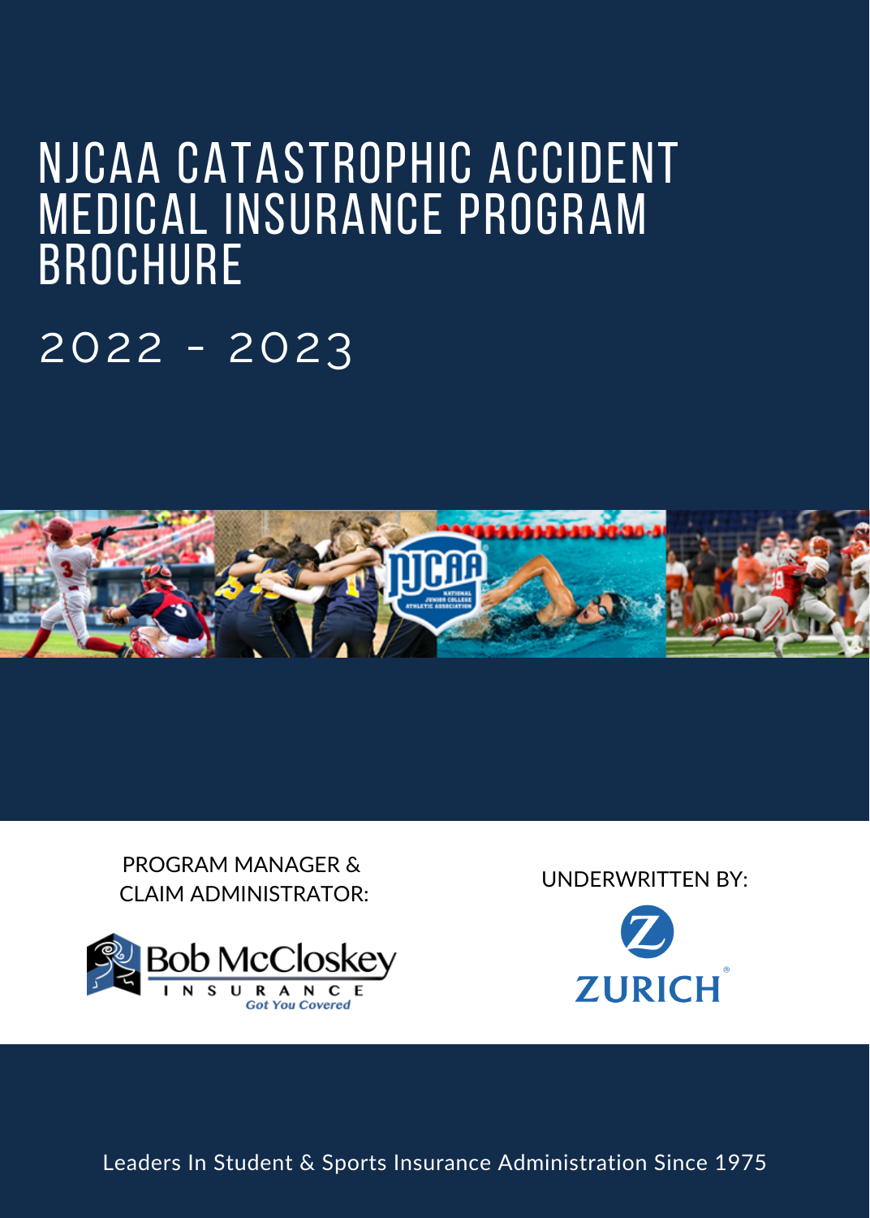# NJCAA CATASTROPHIC ACCIDENT MEDICAL INSURANCE PROGRAM BROCHURE

## 2022 - 2023

PROGRAM MANAGER & CLAIM ADMINISTRATOR:

Bob McCloskey INSURANCE *Got You Covered*

UNDERWRITTEN BY:

ZURICH

Leaders In Student & Sports Insurance Administration Since 1975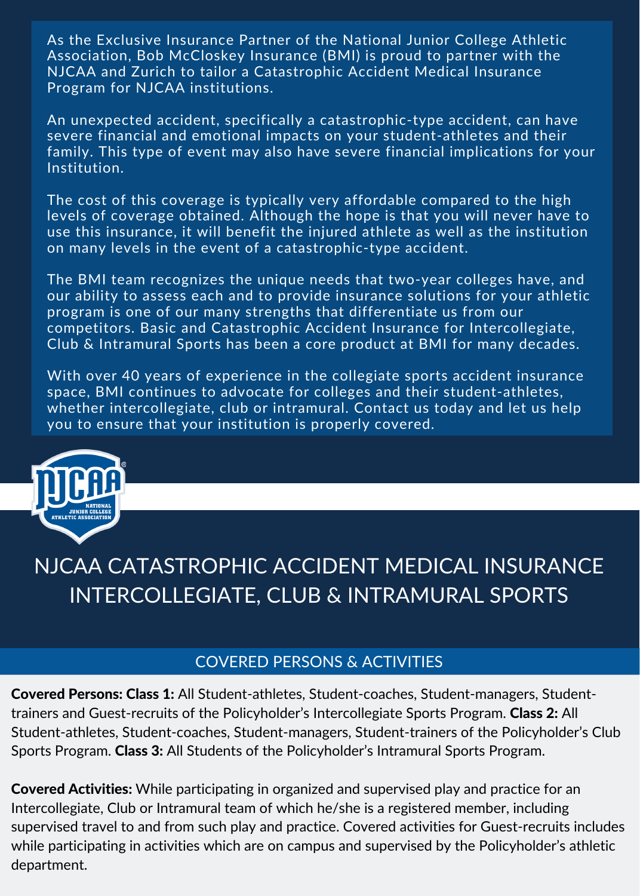As the Exclusive Insurance Partner of the National Junior College Athletic Association, Bob McCloskey Insurance (BMI) is proud to partner with the NJCAA and Zurich to tailor a Catastrophic Accident Medical Insurance Program for NJCAA institutions.

An unexpected accident, specifically a catastrophic-type accident, can have severe financial and emotional impacts on your student-athletes and their family. This type of event may also have severe financial implications for your Institution.

The cost of this coverage is typically very affordable compared to the high levels of coverage obtained. Although the hope is that you will never have to use this insurance, it will benefit the injured athlete as well as the institution on many levels in the event of a catastrophic-type accident.

The BMI team recognizes the unique needs that two-year colleges have, and our ability to assess each and to provide insurance solutions for your athletic program is one of our many strengths that differentiate us from our competitors. Basic and Catastrophic Accident Insurance for Intercollegiate, Club & Intramural Sports has been a core product at BMI for many decades.

With over 40 years of experience in the collegiate sports accident insurance space, BMI continues to advocate for colleges and their student-athletes, whether intercollegiate, club or intramural. Contact us today and let us help you to ensure that your institution is properly covered.

# NJCAA CATASTROPHIC ACCIDENT MEDICAL INSURANCE INTERCOLLEGIATE, CLUB & INTRAMURAL SPORTS

## COVERED PERSONS & ACTIVITIES

**Covered Persons: Class 1:** All Student-athletes, Student-coaches, Student-managers, Student-trainers and Guest-recruits of the Policyholder's Intercollegiate Sports Program. **Class 2:** All Student-athletes, Student-coaches, Student-managers, Student-trainers of the Policyholder's Club Sports Program. **Class 3:** All Students of the Policyholder's Intramural Sports Program.

**Covered Activities:** While participating in organized and supervised play and practice for an Intercollegiate, Club or Intramural team of which he/she is a registered member, including supervised travel to and from such play and practice. Covered activities for Guest-recruits includes while participating in activities which are on campus and supervised by the Policyholder's athletic department.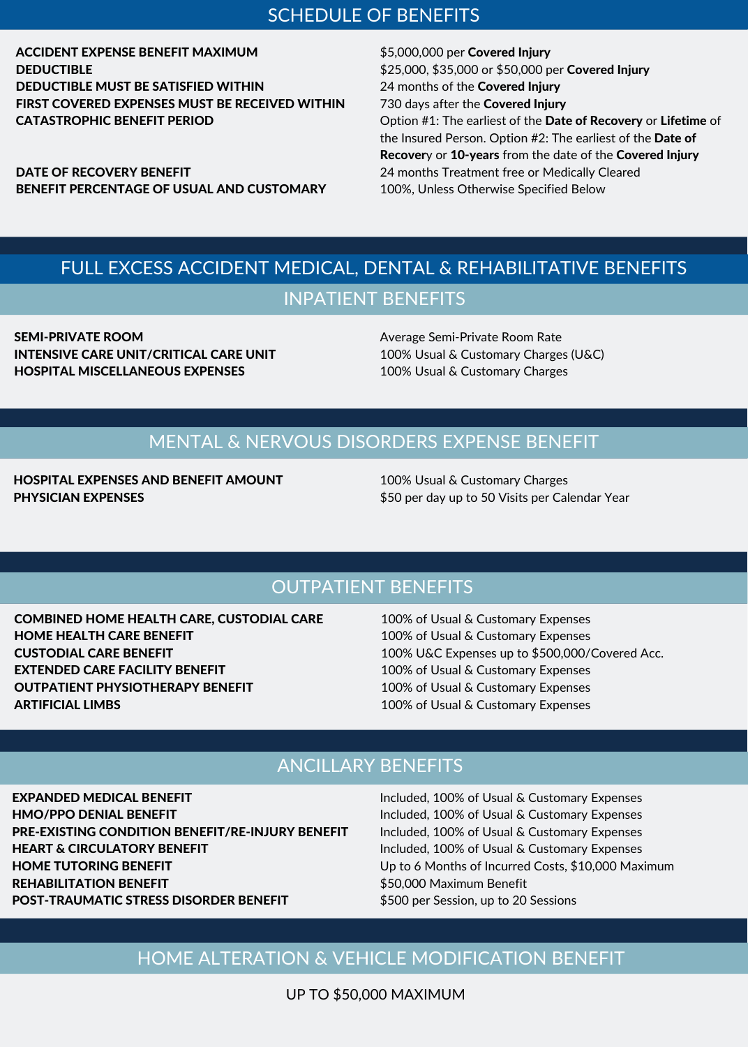# SCHEDULE OF BENEFITS

| | |
|---|---|
| **ACCIDENT EXPENSE BENEFIT MAXIMUM** | $5,000,000 per **Covered Injury** |
| **DEDUCTIBLE** | $25,000, $35,000 or $50,000 per **Covered Injury** |
| **DEDUCTIBLE MUST BE SATISFIED WITHIN** | 24 months of the **Covered Injury** |
| **FIRST COVERED EXPENSES MUST BE RECEIVED WITHIN** | 730 days after the **Covered Injury** |
| **CATASTROPHIC BENEFIT PERIOD** | Option #1: The earliest of the **Date of Recovery** or **Lifetime** of the Insured Person. Option #2: The earliest of the **Date of Recovery** or **10-years** from the date of the **Covered Injury** |
| **DATE OF RECOVERY BENEFIT** | 24 months Treatment free or Medically Cleared |
| **BENEFIT PERCENTAGE OF USUAL AND CUSTOMARY** | 100%, Unless Otherwise Specified Below |

# FULL EXCESS ACCIDENT MEDICAL, DENTAL & REHABILITATIVE BENEFITS

## INPATIENT BENEFITS

| | |
|---|---|
| **SEMI-PRIVATE ROOM** | Average Semi-Private Room Rate |
| **INTENSIVE CARE UNIT/CRITICAL CARE UNIT** | 100% Usual & Customary Charges (U&C) |
| **HOSPITAL MISCELLANEOUS EXPENSES** | 100% Usual & Customary Charges |

## MENTAL & NERVOUS DISORDERS EXPENSE BENEFIT

| | |
|---|---|
| **HOSPITAL EXPENSES AND BENEFIT AMOUNT** | 100% Usual & Customary Charges |
| **PHYSICIAN EXPENSES** | $50 per day up to 50 Visits per Calendar Year |

## OUTPATIENT BENEFITS

| | |
|---|---|
| **COMBINED HOME HEALTH CARE, CUSTODIAL CARE** | 100% of Usual & Customary Expenses |
| **HOME HEALTH CARE BENEFIT** | 100% of Usual & Customary Expenses |
| **CUSTODIAL CARE BENEFIT** | 100% U&C Expenses up to $500,000/Covered Acc. |
| **EXTENDED CARE FACILITY BENEFIT** | 100% of Usual & Customary Expenses |
| **OUTPATIENT PHYSIOTHERAPY BENEFIT** | 100% of Usual & Customary Expenses |
| **ARTIFICIAL LIMBS** | 100% of Usual & Customary Expenses |

## ANCILLARY BENEFITS

| | |
|---|---|
| **EXPANDED MEDICAL BENEFIT** | Included, 100% of Usual & Customary Expenses |
| **HMO/PPO DENIAL BENEFIT** | Included, 100% of Usual & Customary Expenses |
| **PRE-EXISTING CONDITION BENEFIT/RE-INJURY BENEFIT** | Included, 100% of Usual & Customary Expenses |
| **HEART & CIRCULATORY BENEFIT** | Included, 100% of Usual & Customary Expenses |
| **HOME TUTORING BENEFIT** | Up to 6 Months of Incurred Costs, $10,000 Maximum |
| **REHABILITATION BENEFIT** | $50,000 Maximum Benefit |
| **POST-TRAUMATIC STRESS DISORDER BENEFIT** | $500 per Session, up to 20 Sessions |

## HOME ALTERATION & VEHICLE MODIFICATION BENEFIT

UP TO $50,000 MAXIMUM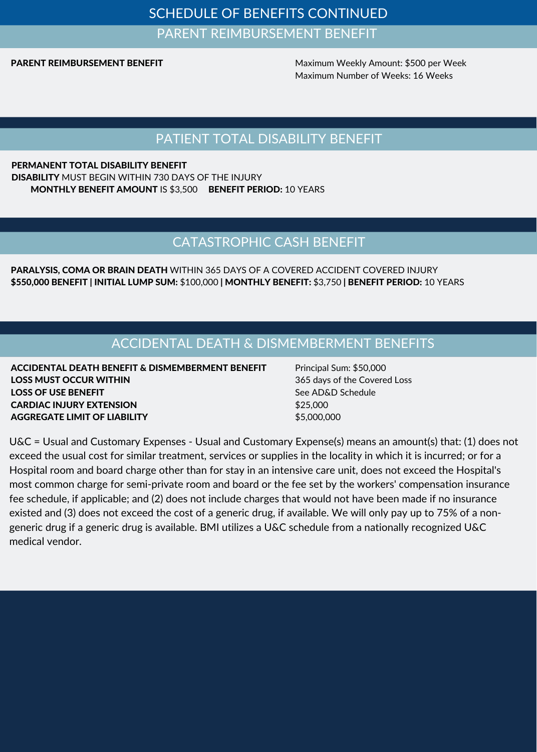# SCHEDULE OF BENEFITS CONTINUED

## PARENT REIMBURSEMENT BENEFIT

| | |
|---|---|
| **PARENT REIMBURSEMENT BENEFIT** | Maximum Weekly Amount: $500 per Week<br>Maximum Number of Weeks: 16 Weeks |

## PATIENT TOTAL DISABILITY BENEFIT

**PERMANENT TOTAL DISABILITY BENEFIT**
**DISABILITY** MUST BEGIN WITHIN 730 DAYS OF THE INJURY
**MONTHLY BENEFIT AMOUNT** IS $3,500 **BENEFIT PERIOD:** 10 YEARS

## CATASTROPHIC CASH BENEFIT

**PARALYSIS, COMA OR BRAIN DEATH** WITHIN 365 DAYS OF A COVERED ACCIDENT COVERED INJURY
**$550,000 BENEFIT | INITIAL LUMP SUM:** $100,000 **| MONTHLY BENEFIT:** $3,750 **| BENEFIT PERIOD:** 10 YEARS

## ACCIDENTAL DEATH & DISMEMBERMENT BENEFITS

| | |
|---|---|
| **ACCIDENTAL DEATH BENEFIT & DISMEMBERMENT BENEFIT** | Principal Sum: $50,000 |
| **LOSS MUST OCCUR WITHIN** | 365 days of the Covered Loss |
| **LOSS OF USE BENEFIT** | See AD&D Schedule |
| **CARDIAC INJURY EXTENSION** | $25,000 |
| **AGGREGATE LIMIT OF LIABILITY** | $5,000,000 |

U&C = Usual and Customary Expenses - Usual and Customary Expense(s) means an amount(s) that: (1) does not exceed the usual cost for similar treatment, services or supplies in the locality in which it is incurred; or for a Hospital room and board charge other than for stay in an intensive care unit, does not exceed the Hospital's most common charge for semi-private room and board or the fee set by the workers' compensation insurance fee schedule, if applicable; and (2) does not include charges that would not have been made if no insurance existed and (3) does not exceed the cost of a generic drug, if available. We will only pay up to 75% of a non-generic drug if a generic drug is available. BMI utilizes a U&C schedule from a nationally recognized U&C medical vendor.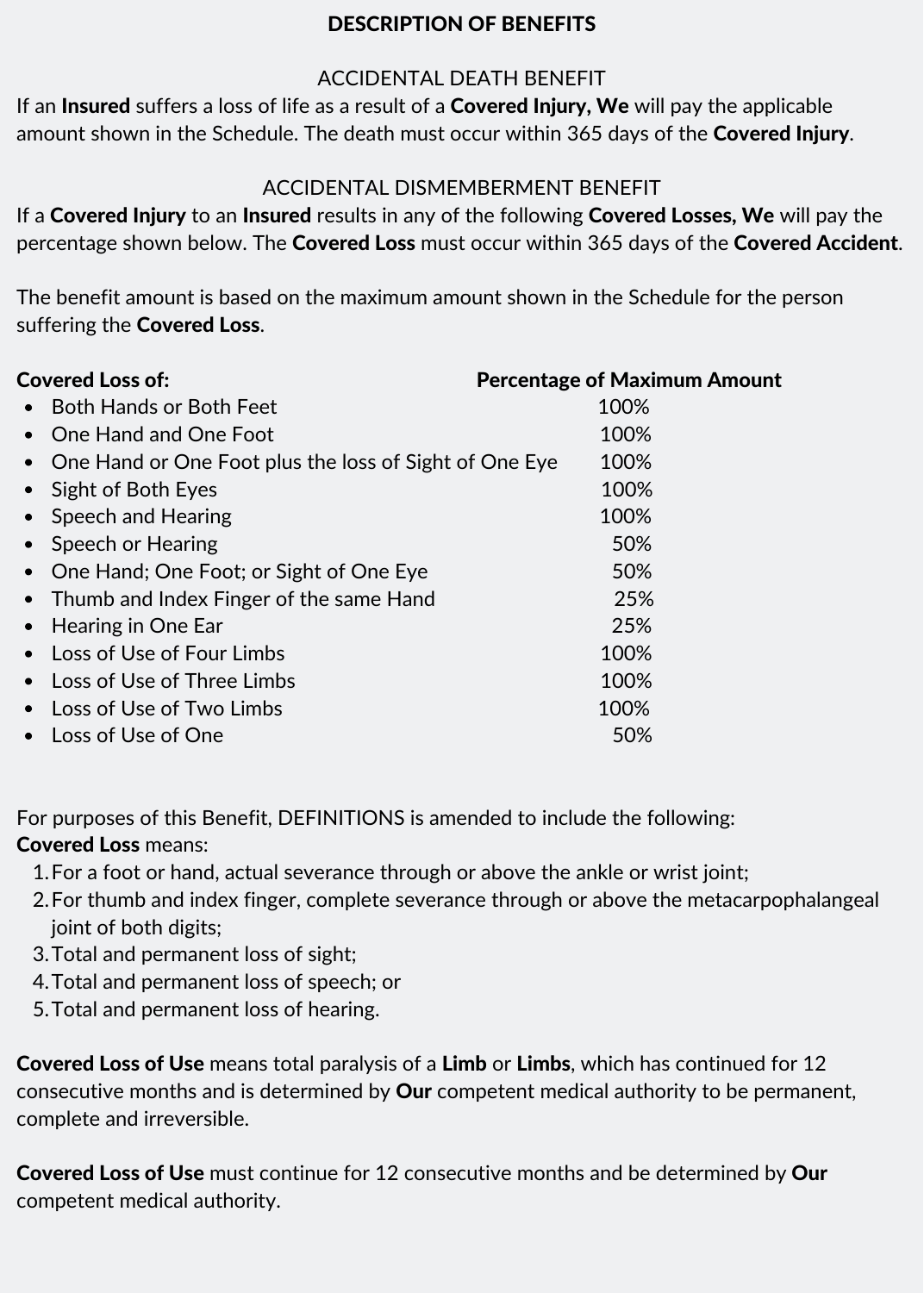# DESCRIPTION OF BENEFITS

## ACCIDENTAL DEATH BENEFIT

If an **Insured** suffers a loss of life as a result of a **Covered Injury, We** will pay the applicable amount shown in the Schedule. The death must occur within 365 days of the **Covered Injury**.

## ACCIDENTAL DISMEMBERMENT BENEFIT

If a **Covered Injury** to an **Insured** results in any of the following **Covered Losses, We** will pay the percentage shown below. The **Covered Loss** must occur within 365 days of the **Covered Accident**.

The benefit amount is based on the maximum amount shown in the Schedule for the person suffering the **Covered Loss**.

| Covered Loss of: | Percentage of Maximum Amount |
|---|---|
| • Both Hands or Both Feet | 100% |
| • One Hand and One Foot | 100% |
| • One Hand or One Foot plus the loss of Sight of One Eye | 100% |
| • Sight of Both Eyes | 100% |
| • Speech and Hearing | 100% |
| • Speech or Hearing | 50% |
| • One Hand; One Foot; or Sight of One Eye | 50% |
| • Thumb and Index Finger of the same Hand | 25% |
| • Hearing in One Ear | 25% |
| • Loss of Use of Four Limbs | 100% |
| • Loss of Use of Three Limbs | 100% |
| • Loss of Use of Two Limbs | 100% |
| • Loss of Use of One | 50% |

For purposes of this Benefit, DEFINITIONS is amended to include the following:
**Covered Loss** means:

1. For a foot or hand, actual severance through or above the ankle or wrist joint;
2. For thumb and index finger, complete severance through or above the metacarpophalangeal joint of both digits;
3. Total and permanent loss of sight;
4. Total and permanent loss of speech; or
5. Total and permanent loss of hearing.

**Covered Loss of Use** means total paralysis of a **Limb** or **Limbs**, which has continued for 12 consecutive months and is determined by **Our** competent medical authority to be permanent, complete and irreversible.

**Covered Loss of Use** must continue for 12 consecutive months and be determined by **Our** competent medical authority.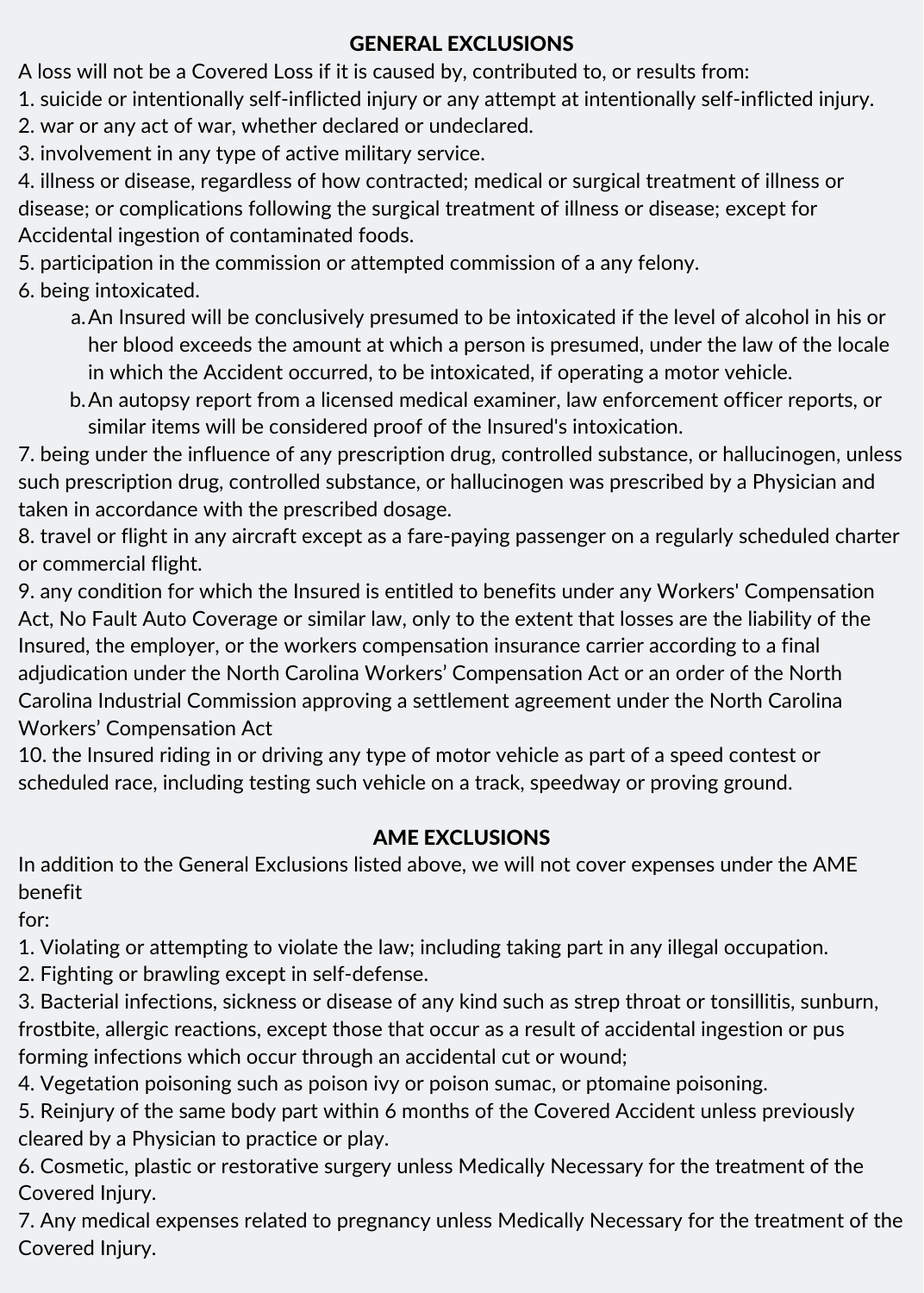## GENERAL EXCLUSIONS

A loss will not be a Covered Loss if it is caused by, contributed to, or results from:

1. suicide or intentionally self-inflicted injury or any attempt at intentionally self-inflicted injury.
2. war or any act of war, whether declared or undeclared.
3. involvement in any type of active military service.
4. illness or disease, regardless of how contracted; medical or surgical treatment of illness or disease; or complications following the surgical treatment of illness or disease; except for Accidental ingestion of contaminated foods.
5. participation in the commission or attempted commission of a any felony.
6. being intoxicated.
   a. An Insured will be conclusively presumed to be intoxicated if the level of alcohol in his or her blood exceeds the amount at which a person is presumed, under the law of the locale in which the Accident occurred, to be intoxicated, if operating a motor vehicle.
   b. An autopsy report from a licensed medical examiner, law enforcement officer reports, or similar items will be considered proof of the Insured's intoxication.
7. being under the influence of any prescription drug, controlled substance, or hallucinogen, unless such prescription drug, controlled substance, or hallucinogen was prescribed by a Physician and taken in accordance with the prescribed dosage.
8. travel or flight in any aircraft except as a fare-paying passenger on a regularly scheduled charter or commercial flight.
9. any condition for which the Insured is entitled to benefits under any Workers' Compensation Act, No Fault Auto Coverage or similar law, only to the extent that losses are the liability of the Insured, the employer, or the workers compensation insurance carrier according to a final adjudication under the North Carolina Workers' Compensation Act or an order of the North Carolina Industrial Commission approving a settlement agreement under the North Carolina Workers' Compensation Act
10. the Insured riding in or driving any type of motor vehicle as part of a speed contest or scheduled race, including testing such vehicle on a track, speedway or proving ground.

## AME EXCLUSIONS

In addition to the General Exclusions listed above, we will not cover expenses under the AME benefit
for:

1. Violating or attempting to violate the law; including taking part in any illegal occupation.
2. Fighting or brawling except in self-defense.
3. Bacterial infections, sickness or disease of any kind such as strep throat or tonsillitis, sunburn, frostbite, allergic reactions, except those that occur as a result of accidental ingestion or pus forming infections which occur through an accidental cut or wound;
4. Vegetation poisoning such as poison ivy or poison sumac, or ptomaine poisoning.
5. Reinjury of the same body part within 6 months of the Covered Accident unless previously cleared by a Physician to practice or play.
6. Cosmetic, plastic or restorative surgery unless Medically Necessary for the treatment of the Covered Injury.
7. Any medical expenses related to pregnancy unless Medically Necessary for the treatment of the Covered Injury.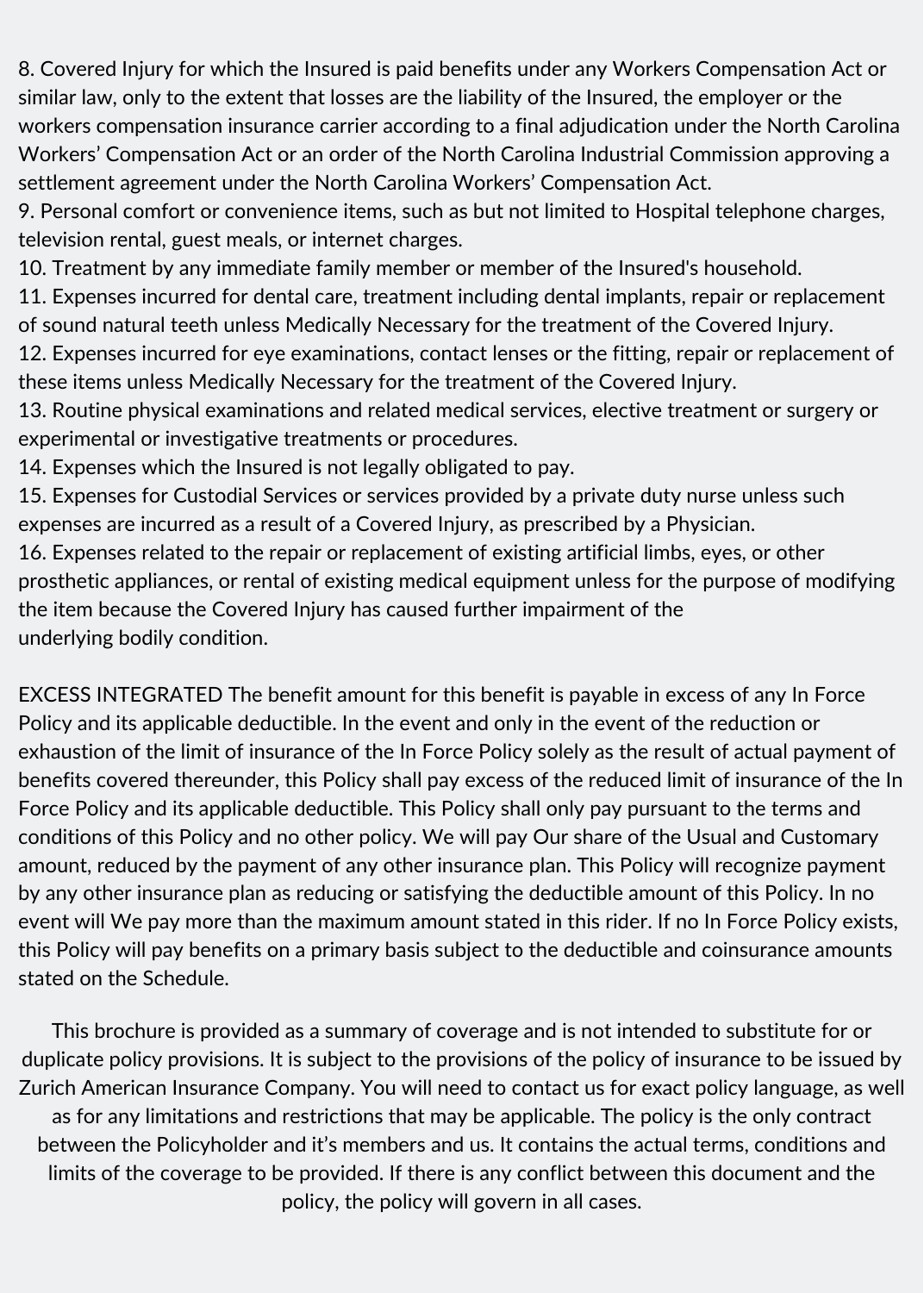8. Covered Injury for which the Insured is paid benefits under any Workers Compensation Act or similar law, only to the extent that losses are the liability of the Insured, the employer or the workers compensation insurance carrier according to a final adjudication under the North Carolina Workers' Compensation Act or an order of the North Carolina Industrial Commission approving a settlement agreement under the North Carolina Workers' Compensation Act.
9. Personal comfort or convenience items, such as but not limited to Hospital telephone charges, television rental, guest meals, or internet charges.
10. Treatment by any immediate family member or member of the Insured's household.
11. Expenses incurred for dental care, treatment including dental implants, repair or replacement of sound natural teeth unless Medically Necessary for the treatment of the Covered Injury.
12. Expenses incurred for eye examinations, contact lenses or the fitting, repair or replacement of these items unless Medically Necessary for the treatment of the Covered Injury.
13. Routine physical examinations and related medical services, elective treatment or surgery or experimental or investigative treatments or procedures.
14. Expenses which the Insured is not legally obligated to pay.
15. Expenses for Custodial Services or services provided by a private duty nurse unless such expenses are incurred as a result of a Covered Injury, as prescribed by a Physician.
16. Expenses related to the repair or replacement of existing artificial limbs, eyes, or other prosthetic appliances, or rental of existing medical equipment unless for the purpose of modifying the item because the Covered Injury has caused further impairment of the underlying bodily condition.

EXCESS INTEGRATED The benefit amount for this benefit is payable in excess of any In Force Policy and its applicable deductible. In the event and only in the event of the reduction or exhaustion of the limit of insurance of the In Force Policy solely as the result of actual payment of benefits covered thereunder, this Policy shall pay excess of the reduced limit of insurance of the In Force Policy and its applicable deductible. This Policy shall only pay pursuant to the terms and conditions of this Policy and no other policy. We will pay Our share of the Usual and Customary amount, reduced by the payment of any other insurance plan. This Policy will recognize payment by any other insurance plan as reducing or satisfying the deductible amount of this Policy. In no event will We pay more than the maximum amount stated in this rider. If no In Force Policy exists, this Policy will pay benefits on a primary basis subject to the deductible and coinsurance amounts stated on the Schedule.

This brochure is provided as a summary of coverage and is not intended to substitute for or duplicate policy provisions. It is subject to the provisions of the policy of insurance to be issued by Zurich American Insurance Company. You will need to contact us for exact policy language, as well as for any limitations and restrictions that may be applicable. The policy is the only contract between the Policyholder and it's members and us. It contains the actual terms, conditions and limits of the coverage to be provided. If there is any conflict between this document and the policy, the policy will govern in all cases.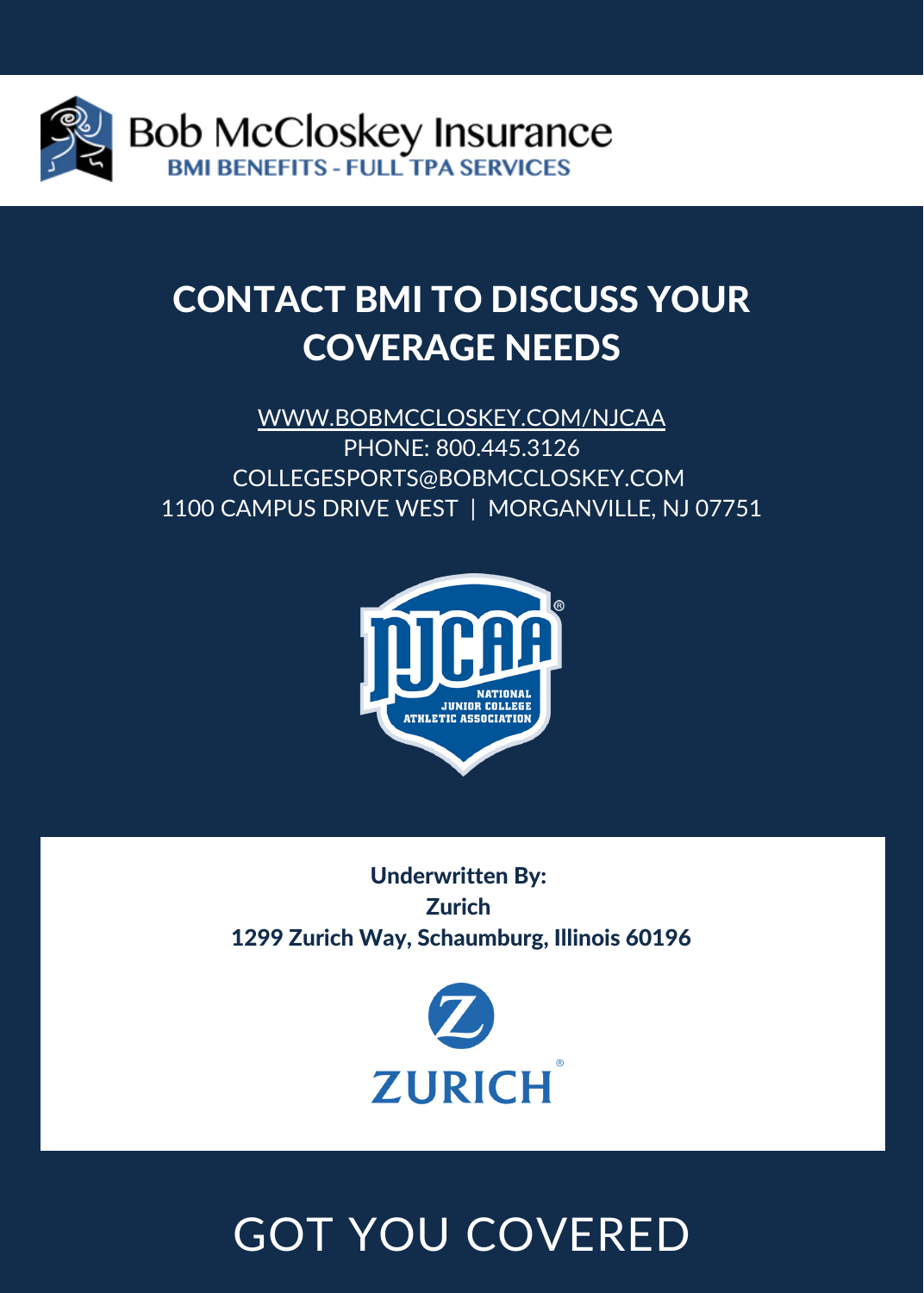Bob McCloskey Insurance
BMI BENEFITS - FULL TPA SERVICES

# CONTACT BMI TO DISCUSS YOUR COVERAGE NEEDS

WWW.BOBMCCLOSKEY.COM/NJCAA
PHONE: 800.445.3126
COLLEGESPORTS@BOBMCCLOSKEY.COM
1100 CAMPUS DRIVE WEST | MORGANVILLE, NJ 07751

NJCAA
NATIONAL JUNIOR COLLEGE ATHLETIC ASSOCIATION

**Underwritten By:**
**Zurich**
**1299 Zurich Way, Schaumburg, Illinois 60196**

ZURICH

## GOT YOU COVERED